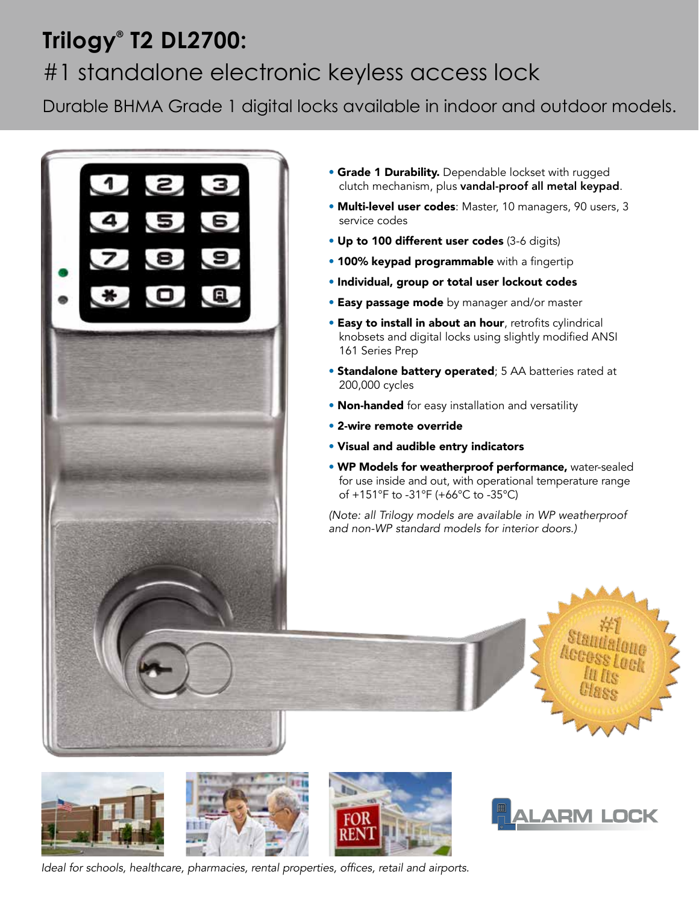# Trilogy® T2 DL2700:

## #1 standalone electronic keyless access lock

Durable BHMA Grade 1 digital locks available in indoor and outdoor models.

- **Grade 1 Durability.** Dependable lockset with rugged clutch mechanism, plus **vandal-proof all metal keypad**.
- **Multi-level user codes**: Master, 10 managers, 90 users, 3 service codes
- **Up to 100 different user codes** (3-6 digits)
- **100% keypad programmable** with a fingertip
- **Individual, group or total user lockout codes**
- **Easy passage mode** by manager and/or master
- **Easy to install in about an hour**, retrofits cylindrical knobsets and digital locks using slightly modified ANSI 161 Series Prep
- **Standalone battery operated**; 5 AA batteries rated at 200,000 cycles
- **Non-handed** for easy installation and versatility
- **2-wire remote override**
- **Visual and audible entry indicators**
- **WP Models for weatherproof performance,** water-sealed for use inside and out, with operational temperature range of +151°F to -31°F (+66°C to -35°C)

*(Note: all Trilogy models are available in WP weatherproof and non-WP standard models for interior doors.)*

#1 Standalone Access Lock In Its Class

ALARM LOCK

*Ideal for schools, healthcare, pharmacies, rental properties, offices, retail and airports.*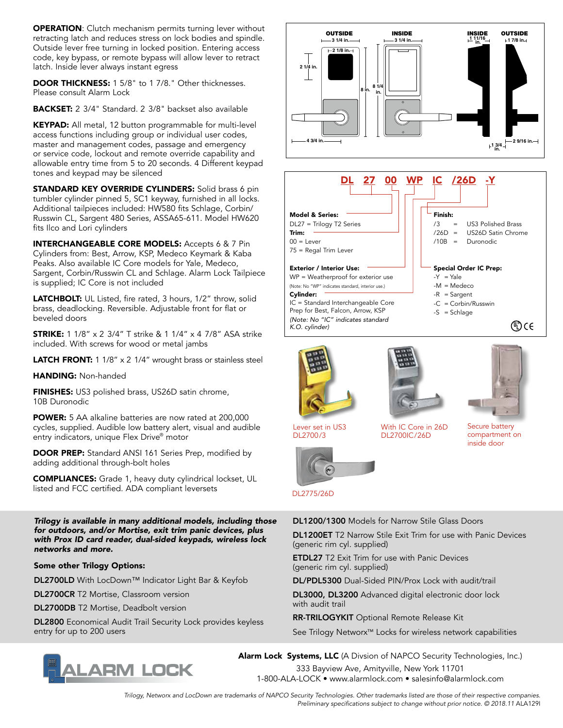**OPERATION**: Clutch mechanism permits turning lever without retracting latch and reduces stress on lock bodies and spindle. Outside lever free turning in locked position. Entering access code, key bypass, or remote bypass will allow lever to retract latch. Inside lever always instant egress

**DOOR THICKNESS:** 1 5/8" to 1 7/8." Other thicknesses. Please consult Alarm Lock

**BACKSET:** 2 3/4" Standard. 2 3/8" backset also available

**KEYPAD:** All metal, 12 button programmable for multi-level access functions including group or individual user codes, master and management codes, passage and emergency or service code, lockout and remote override capability and allowable entry time from 5 to 20 seconds. 4 Different keypad tones and keypad may be silenced

**STANDARD KEY OVERRIDE CYLINDERS:** Solid brass 6 pin tumbler cylinder pinned 5, SC1 keyway, furnished in all locks. Additional tailpieces included: HW580 fits Schlage, Corbin/Russwin CL, Sargent 480 Series, ASSA65-611. Model HW620 fits Ilco and Lori cylinders

**INTERCHANGEABLE CORE MODELS:** Accepts 6 & 7 Pin Cylinders from: Best, Arrow, KSP, Medeco Keymark & Kaba Peaks. Also available IC Core models for Yale, Medeco, Sargent, Corbin/Russwin CL and Schlage. Alarm Lock Tailpiece is supplied; IC Core is not included

**LATCHBOLT:** UL Listed, fire rated, 3 hours, 1/2" throw, solid brass, deadlocking. Reversible. Adjustable front for flat or beveled doors

**STRIKE:** 1 1/8" x 2 3/4" T strike & 1 1/4" x 4 7/8" ASA strike included. With screws for wood or metal jambs

**LATCH FRONT:** 1 1/8" x 2 1/4" wrought brass or stainless steel

**HANDING:** Non-handed

**FINISHES:** US3 polished brass, US26D satin chrome, 10B Duronodic

**POWER:** 5 AA alkaline batteries are now rated at 200,000 cycles, supplied. Audible low battery alert, visual and audible entry indicators, unique Flex Drive® motor

**DOOR PREP:** Standard ANSI 161 Series Prep, modified by adding additional through-bolt holes

**COMPLIANCES:** Grade 1, heavy duty cylindrical lockset, UL listed and FCC certified. ADA compliant leversets

OUTSIDE
3 1/4 in.
2 1/8 in.
2 1/4 in.
8 in.
4 3/4 in.
INSIDE
3 1/4 in.
8 1/4 in.
INSIDE
1 11/16 in.
OUTSIDE
1 7/8 in.
1 3/4 in.
2 9/16 in.

**DL 27 00 WP IC /26D -Y**

**Model & Series:**
DL27 = Trilogy T2 Series

**Trim:**
00 = Lever
75 = Regal Trim Lever

**Exterior / Interior Use:**
WP = Weatherproof for exterior use
(Note: No "WP" indicates standard, interior use.)

**Cylinder:**
IC = Standard Interchangeable Core Prep for Best, Falcon, Arrow, KSP
*(Note: No "IC" indicates standard K.O. cylinder)*

**Finish:**
/3 = US3 Polished Brass
/26D = US26D Satin Chrome
/10B = Duronodic

**Special Order IC Prep:**
-Y = Yale
-M = Medeco
-R = Sargent
-C = Corbin/Russwin
-S = Schlage

Lever set in US3
DL2700/3

With IC Core in 26D
DL2700IC/26D

Secure battery compartment on inside door

DL2775/26D

***Trilogy is available in many additional models, including those for outdoors, and/or Mortise, exit trim panic devices, plus with Prox ID card reader, dual-sided keypads, wireless lock networks and more.***

**Some other Trilogy Options:**

**DL2700LD** With LocDown™ Indicator Light Bar & Keyfob

**DL2700CR** T2 Mortise, Classroom version

**DL2700DB** T2 Mortise, Deadbolt version

**DL2800** Economical Audit Trail Security Lock provides keyless entry for up to 200 users

**DL1200/1300** Models for Narrow Stile Glass Doors

**DL1200ET** T2 Narrow Stile Exit Trim for use with Panic Devices (generic rim cyl. supplied)

**ETDL27** T2 Exit Trim for use with Panic Devices (generic rim cyl. supplied)

**DL/PDL5300** Dual-Sided PIN/Prox Lock with audit/trail

**DL3000, DL3200** Advanced digital electronic door lock with audit trail

**RR-TRILOGYKIT** Optional Remote Release Kit

See Trilogy Networx™ Locks for wireless network capabilities

**Alarm Lock Systems, LLC** (A Divsion of NAPCO Security Technologies, Inc.)
333 Bayview Ave, Amityville, New York 11701
1-800-ALA-LOCK • www.alarmlock.com • salesinfo@alarmlock.com

*Trilogy, Networx and LocDown are trademarks of NAPCO Security Technologies. Other trademarks listed are those of their respective companies. Preliminary specifications subject to change without prior notice. © 2018.11 ALA129I*